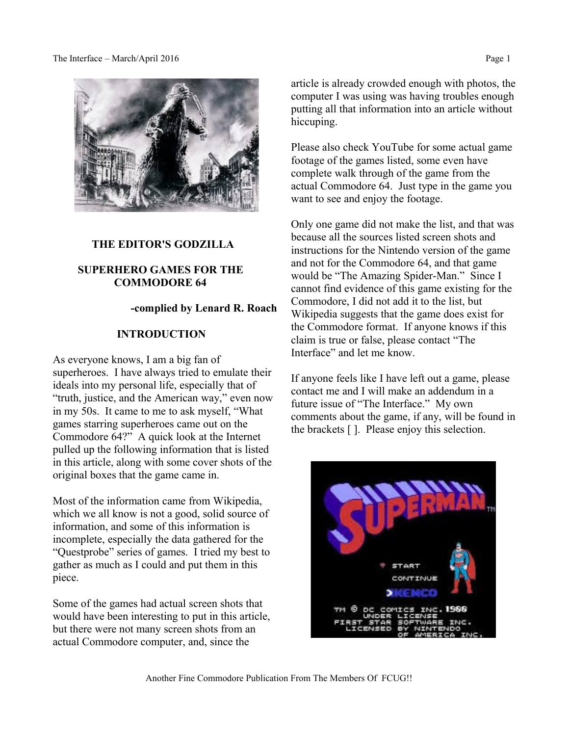## THE EDITOR'S GODZILLA

## SUPERHERO GAMES FOR THE COMMODORE 64

**-complied by Lenard R. Roach**

### INTRODUCTION

As everyone knows, I am a big fan of superheroes. I have always tried to emulate their ideals into my personal life, especially that of "truth, justice, and the American way," even now in my 50s. It came to me to ask myself, "What games starring superheroes came out on the Commodore 64?" A quick look at the Internet pulled up the following information that is listed in this article, along with some cover shots of the original boxes that the game came in.

Most of the information came from Wikipedia, which we all know is not a good, solid source of information, and some of this information is incomplete, especially the data gathered for the "Questprobe" series of games. I tried my best to gather as much as I could and put them in this piece.

Some of the games had actual screen shots that would have been interesting to put in this article, but there were not many screen shots from an actual Commodore computer, and, since the article is already crowded enough with photos, the computer I was using was having troubles enough putting all that information into an article without hiccuping.

Please also check YouTube for some actual game footage of the games listed, some even have complete walk through of the game from the actual Commodore 64. Just type in the game you want to see and enjoy the footage.

Only one game did not make the list, and that was because all the sources listed screen shots and instructions for the Nintendo version of the game and not for the Commodore 64, and that game would be "The Amazing Spider-Man." Since I cannot find evidence of this game existing for the Commodore, I did not add it to the list, but Wikipedia suggests that the game does exist for the Commodore format. If anyone knows if this claim is true or false, please contact "The Interface" and let me know.

If anyone feels like I have left out a game, please contact me and I will make an addendum in a future issue of "The Interface." My own comments about the game, if any, will be found in the brackets [ ]. Please enjoy this selection.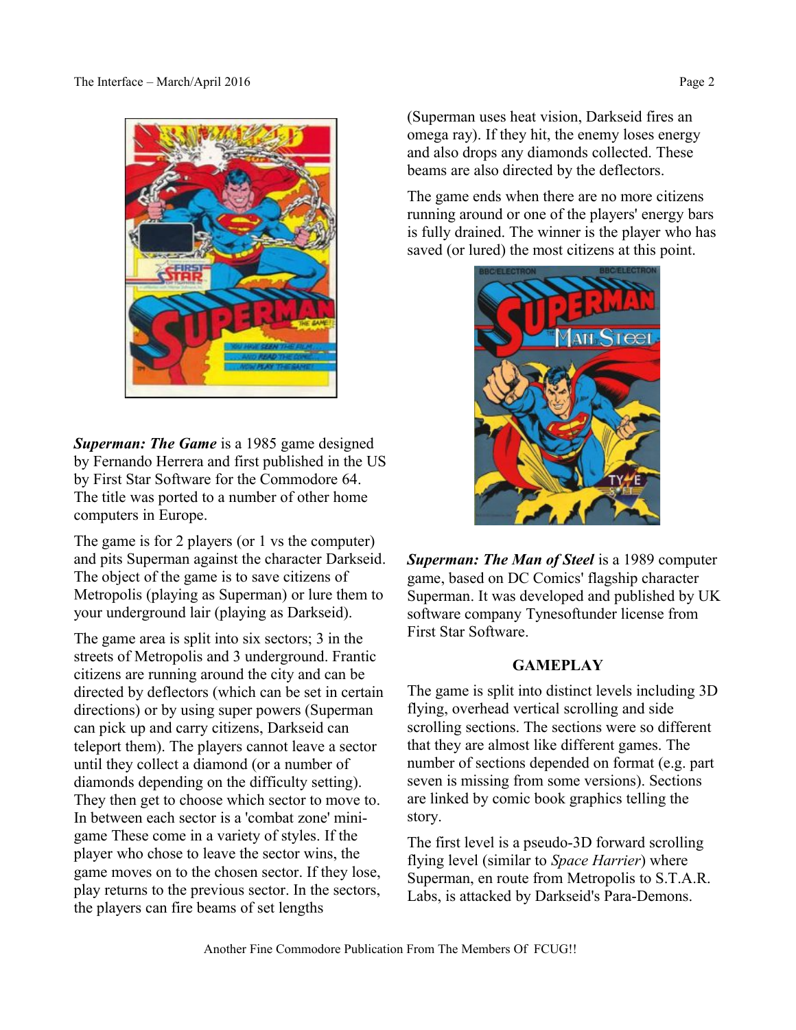***Superman: The Game*** is a 1985 game designed by Fernando Herrera and first published in the US by First Star Software for the Commodore 64. The title was ported to a number of other home computers in Europe.

The game is for 2 players (or 1 vs the computer) and pits Superman against the character Darkseid. The object of the game is to save citizens of Metropolis (playing as Superman) or lure them to your underground lair (playing as Darkseid).

The game area is split into six sectors; 3 in the streets of Metropolis and 3 underground. Frantic citizens are running around the city and can be directed by deflectors (which can be set in certain directions) or by using super powers (Superman can pick up and carry citizens, Darkseid can teleport them). The players cannot leave a sector until they collect a diamond (or a number of diamonds depending on the difficulty setting). They then get to choose which sector to move to. In between each sector is a 'combat zone' mini-game These come in a variety of styles. If the player who chose to leave the sector wins, the game moves on to the chosen sector. If they lose, play returns to the previous sector. In the sectors, the players can fire beams of set lengths (Superman uses heat vision, Darkseid fires an omega ray). If they hit, the enemy loses energy and also drops any diamonds collected. These beams are also directed by the deflectors.

The game ends when there are no more citizens running around or one of the players' energy bars is fully drained. The winner is the player who has saved (or lured) the most citizens at this point.

***Superman: The Man of Steel*** is a 1989 computer game, based on DC Comics' flagship character Superman. It was developed and published by UK software company Tynesoftunder license from First Star Software.

**GAMEPLAY**

The game is split into distinct levels including 3D flying, overhead vertical scrolling and side scrolling sections. The sections were so different that they are almost like different games. The number of sections depended on format (e.g. part seven is missing from some versions). Sections are linked by comic book graphics telling the story.

The first level is a pseudo-3D forward scrolling flying level (similar to *Space Harrier*) where Superman, en route from Metropolis to S.T.A.R. Labs, is attacked by Darkseid's Para-Demons.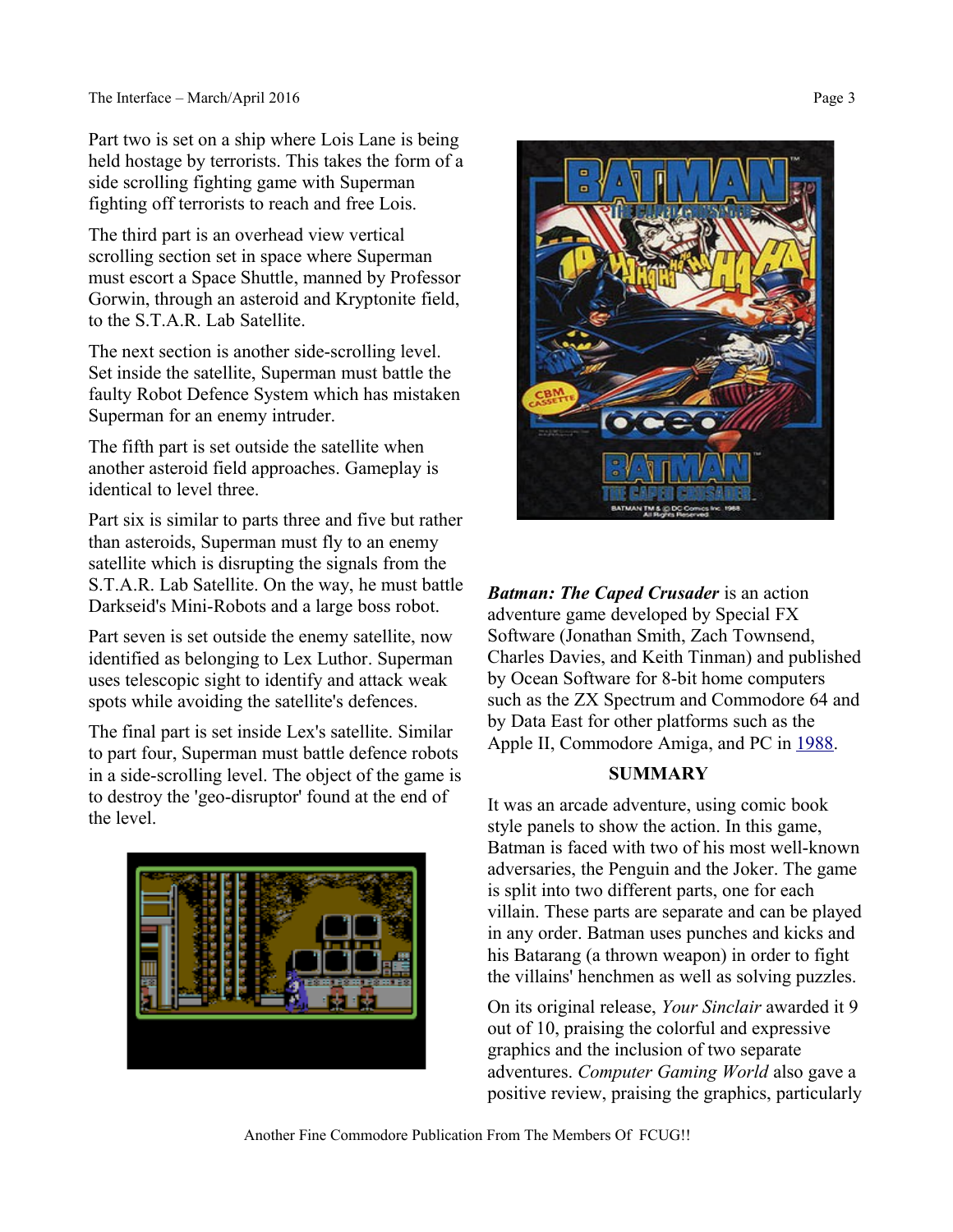Part two is set on a ship where Lois Lane is being held hostage by terrorists. This takes the form of a side scrolling fighting game with Superman fighting off terrorists to reach and free Lois.

The third part is an overhead view vertical scrolling section set in space where Superman must escort a Space Shuttle, manned by Professor Gorwin, through an asteroid and Kryptonite field, to the S.T.A.R. Lab Satellite.

The next section is another side-scrolling level. Set inside the satellite, Superman must battle the faulty Robot Defence System which has mistaken Superman for an enemy intruder.

The fifth part is set outside the satellite when another asteroid field approaches. Gameplay is identical to level three.

Part six is similar to parts three and five but rather than asteroids, Superman must fly to an enemy satellite which is disrupting the signals from the S.T.A.R. Lab Satellite. On the way, he must battle Darkseid's Mini-Robots and a large boss robot.

Part seven is set outside the enemy satellite, now identified as belonging to Lex Luthor. Superman uses telescopic sight to identify and attack weak spots while avoiding the satellite's defences.

The final part is set inside Lex's satellite. Similar to part four, Superman must battle defence robots in a side-scrolling level. The object of the game is to destroy the 'geo-disruptor' found at the end of the level.

***Batman: The Caped Crusader*** is an action adventure game developed by Special FX Software (Jonathan Smith, Zach Townsend, Charles Davies, and Keith Tinman) and published by Ocean Software for 8-bit home computers such as the ZX Spectrum and Commodore 64 and by Data East for other platforms such as the Apple II, Commodore Amiga, and PC in 1988.

**SUMMARY**

It was an arcade adventure, using comic book style panels to show the action. In this game, Batman is faced with two of his most well-known adversaries, the Penguin and the Joker. The game is split into two different parts, one for each villain. These parts are separate and can be played in any order. Batman uses punches and kicks and his Batarang (a thrown weapon) in order to fight the villains' henchmen as well as solving puzzles.

On its original release, *Your Sinclair* awarded it 9 out of 10, praising the colorful and expressive graphics and the inclusion of two separate adventures. *Computer Gaming World* also gave a positive review, praising the graphics, particularly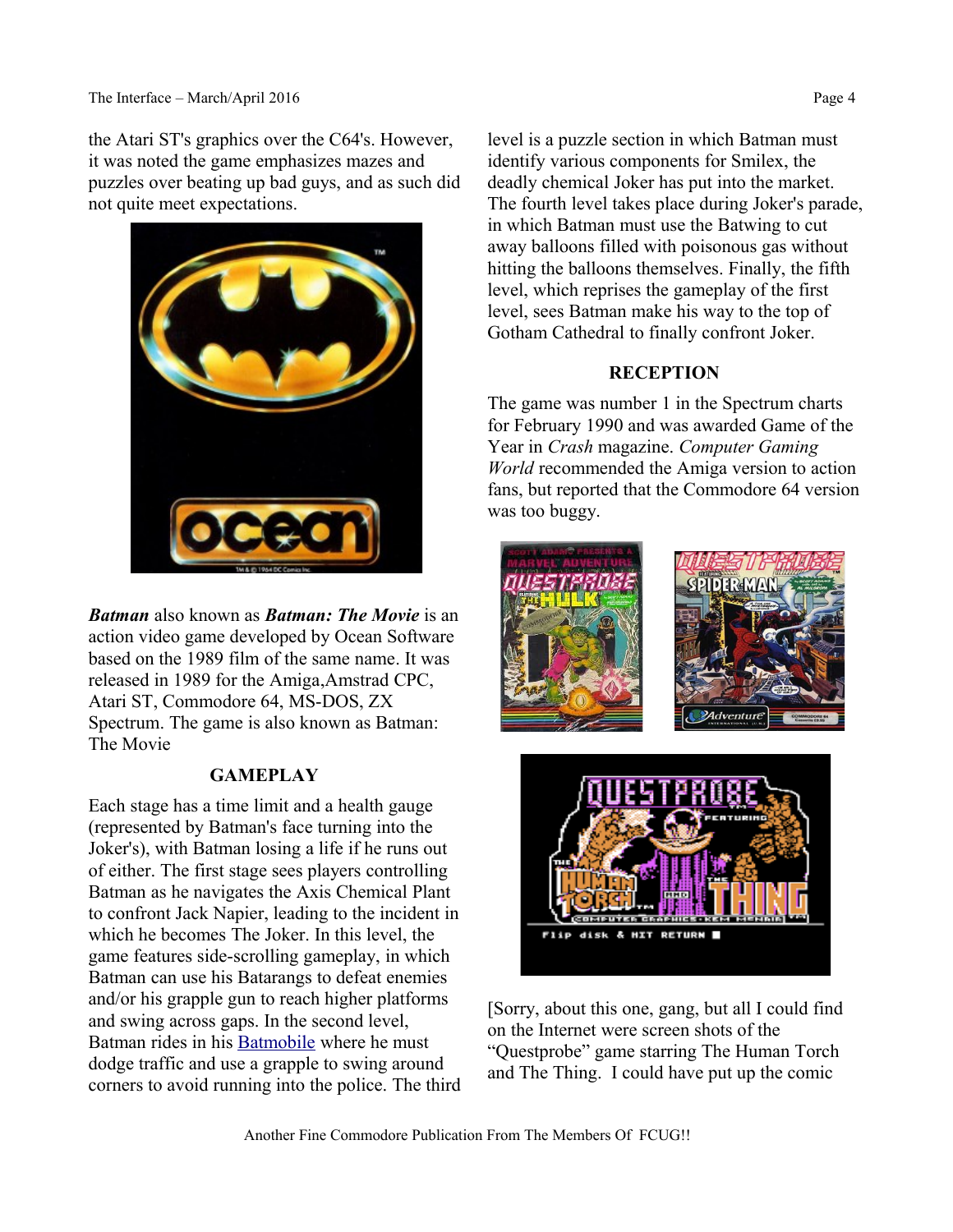the Atari ST's graphics over the C64's. However, it was noted the game emphasizes mazes and puzzles over beating up bad guys, and as such did not quite meet expectations.

***Batman*** also known as ***Batman: The Movie*** is an action video game developed by Ocean Software based on the 1989 film of the same name. It was released in 1989 for the Amiga,Amstrad CPC, Atari ST, Commodore 64, MS-DOS, ZX Spectrum. The game is also known as Batman: The Movie

### GAMEPLAY

Each stage has a time limit and a health gauge (represented by Batman's face turning into the Joker's), with Batman losing a life if he runs out of either. The first stage sees players controlling Batman as he navigates the Axis Chemical Plant to confront Jack Napier, leading to the incident in which he becomes The Joker. In this level, the game features side-scrolling gameplay, in which Batman can use his Batarangs to defeat enemies and/or his grapple gun to reach higher platforms and swing across gaps. In the second level, Batman rides in his Batmobile where he must dodge traffic and use a grapple to swing around corners to avoid running into the police. The third level is a puzzle section in which Batman must identify various components for Smilex, the deadly chemical Joker has put into the market. The fourth level takes place during Joker's parade, in which Batman must use the Batwing to cut away balloons filled with poisonous gas without hitting the balloons themselves. Finally, the fifth level, which reprises the gameplay of the first level, sees Batman make his way to the top of Gotham Cathedral to finally confront Joker.

### RECEPTION

The game was number 1 in the Spectrum charts for February 1990 and was awarded Game of the Year in *Crash* magazine. *Computer Gaming World* recommended the Amiga version to action fans, but reported that the Commodore 64 version was too buggy.

[Sorry, about this one, gang, but all I could find on the Internet were screen shots of the "Questprobe" game starring The Human Torch and The Thing. I could have put up the comic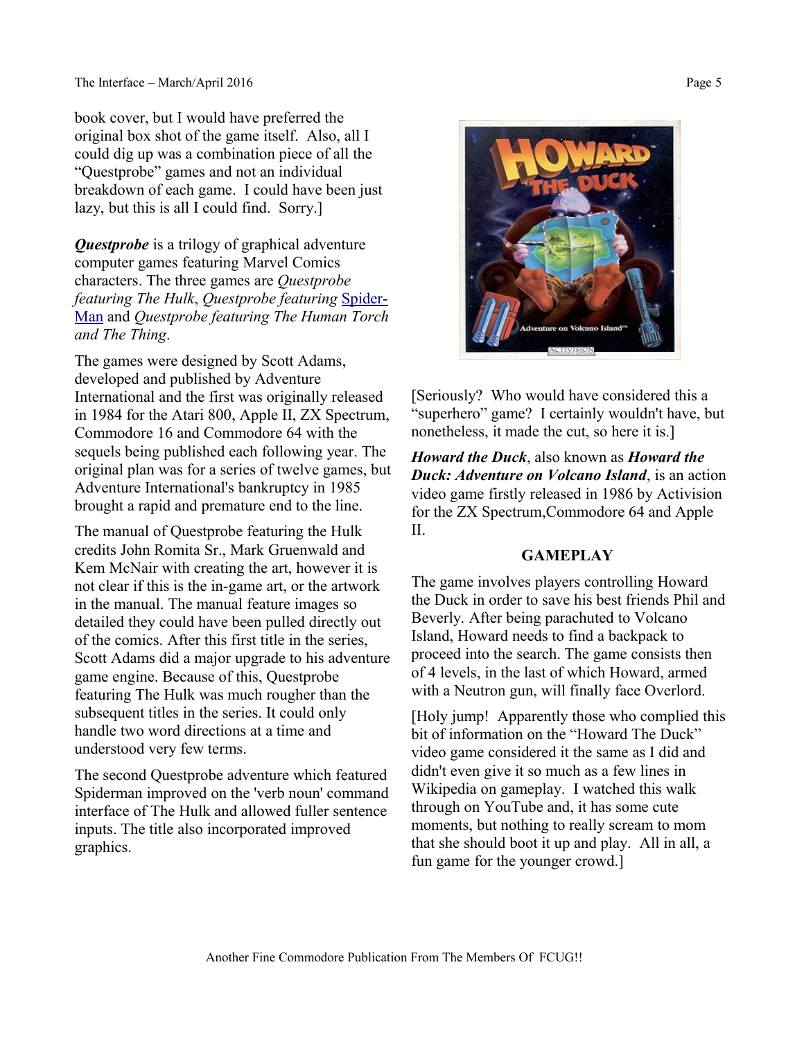book cover, but I would have preferred the original box shot of the game itself. Also, all I could dig up was a combination piece of all the "Questprobe" games and not an individual breakdown of each game. I could have been just lazy, but this is all I could find. Sorry.]

***Questprobe*** is a trilogy of graphical adventure computer games featuring Marvel Comics characters. The three games are *Questprobe featuring The Hulk*, *Questprobe featuring* Spider-Man and *Questprobe featuring The Human Torch and The Thing*.

The games were designed by Scott Adams, developed and published by Adventure International and the first was originally released in 1984 for the Atari 800, Apple II, ZX Spectrum, Commodore 16 and Commodore 64 with the sequels being published each following year. The original plan was for a series of twelve games, but Adventure International's bankruptcy in 1985 brought a rapid and premature end to the line.

The manual of Questprobe featuring the Hulk credits John Romita Sr., Mark Gruenwald and Kem McNair with creating the art, however it is not clear if this is the in-game art, or the artwork in the manual. The manual feature images so detailed they could have been pulled directly out of the comics. After this first title in the series, Scott Adams did a major upgrade to his adventure game engine. Because of this, Questprobe featuring The Hulk was much rougher than the subsequent titles in the series. It could only handle two word directions at a time and understood very few terms.

The second Questprobe adventure which featured Spiderman improved on the 'verb noun' command interface of The Hulk and allowed fuller sentence inputs. The title also incorporated improved graphics.

[Seriously? Who would have considered this a "superhero" game? I certainly wouldn't have, but nonetheless, it made the cut, so here it is.]

***Howard the Duck***, also known as ***Howard the Duck: Adventure on Volcano Island***, is an action video game firstly released in 1986 by Activision for the ZX Spectrum,Commodore 64 and Apple II.

**GAMEPLAY**

The game involves players controlling Howard the Duck in order to save his best friends Phil and Beverly. After being parachuted to Volcano Island, Howard needs to find a backpack to proceed into the search. The game consists then of 4 levels, in the last of which Howard, armed with a Neutron gun, will finally face Overlord.

[Holy jump! Apparently those who complied this bit of information on the "Howard The Duck" video game considered it the same as I did and didn't even give it so much as a few lines in Wikipedia on gameplay. I watched this walk through on YouTube and, it has some cute moments, but nothing to really scream to mom that she should boot it up and play. All in all, a fun game for the younger crowd.]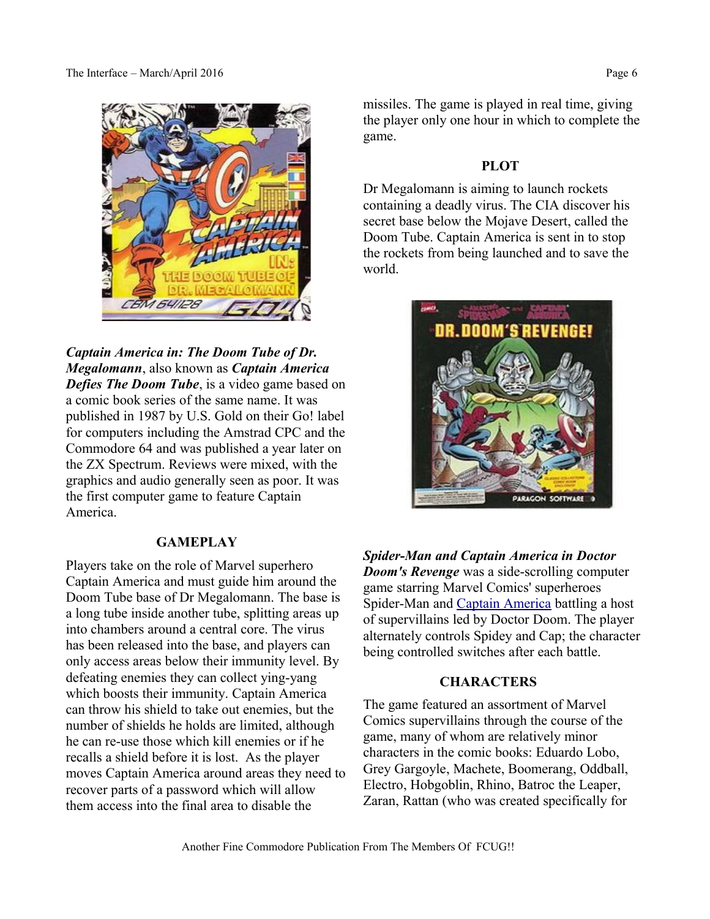*Captain America in: The Doom Tube of Dr. Megalomann*, also known as ***Captain America Defies The Doom Tube***, is a video game based on a comic book series of the same name. It was published in 1987 by U.S. Gold on their Go! label for computers including the Amstrad CPC and the Commodore 64 and was published a year later on the ZX Spectrum. Reviews were mixed, with the graphics and audio generally seen as poor. It was the first computer game to feature Captain America.

### GAMEPLAY

Players take on the role of Marvel superhero Captain America and must guide him around the Doom Tube base of Dr Megalomann. The base is a long tube inside another tube, splitting areas up into chambers around a central core. The virus has been released into the base, and players can only access areas below their immunity level. By defeating enemies they can collect ying-yang which boosts their immunity. Captain America can throw his shield to take out enemies, but the number of shields he holds are limited, although he can re-use those which kill enemies or if he recalls a shield before it is lost. As the player moves Captain America around areas they need to recover parts of a password which will allow them access into the final area to disable the missiles. The game is played in real time, giving the player only one hour in which to complete the game.

### PLOT

Dr Megalomann is aiming to launch rockets containing a deadly virus. The CIA discover his secret base below the Mojave Desert, called the Doom Tube. Captain America is sent in to stop the rockets from being launched and to save the world.

***Spider-Man and Captain America in Doctor Doom's Revenge*** was a side-scrolling computer game starring Marvel Comics' superheroes Spider-Man and Captain America battling a host of supervillains led by Doctor Doom. The player alternately controls Spidey and Cap; the character being controlled switches after each battle.

### CHARACTERS

The game featured an assortment of Marvel Comics supervillains through the course of the game, many of whom are relatively minor characters in the comic books: Eduardo Lobo, Grey Gargoyle, Machete, Boomerang, Oddball, Electro, Hobgoblin, Rhino, Batroc the Leaper, Zaran, Rattan (who was created specifically for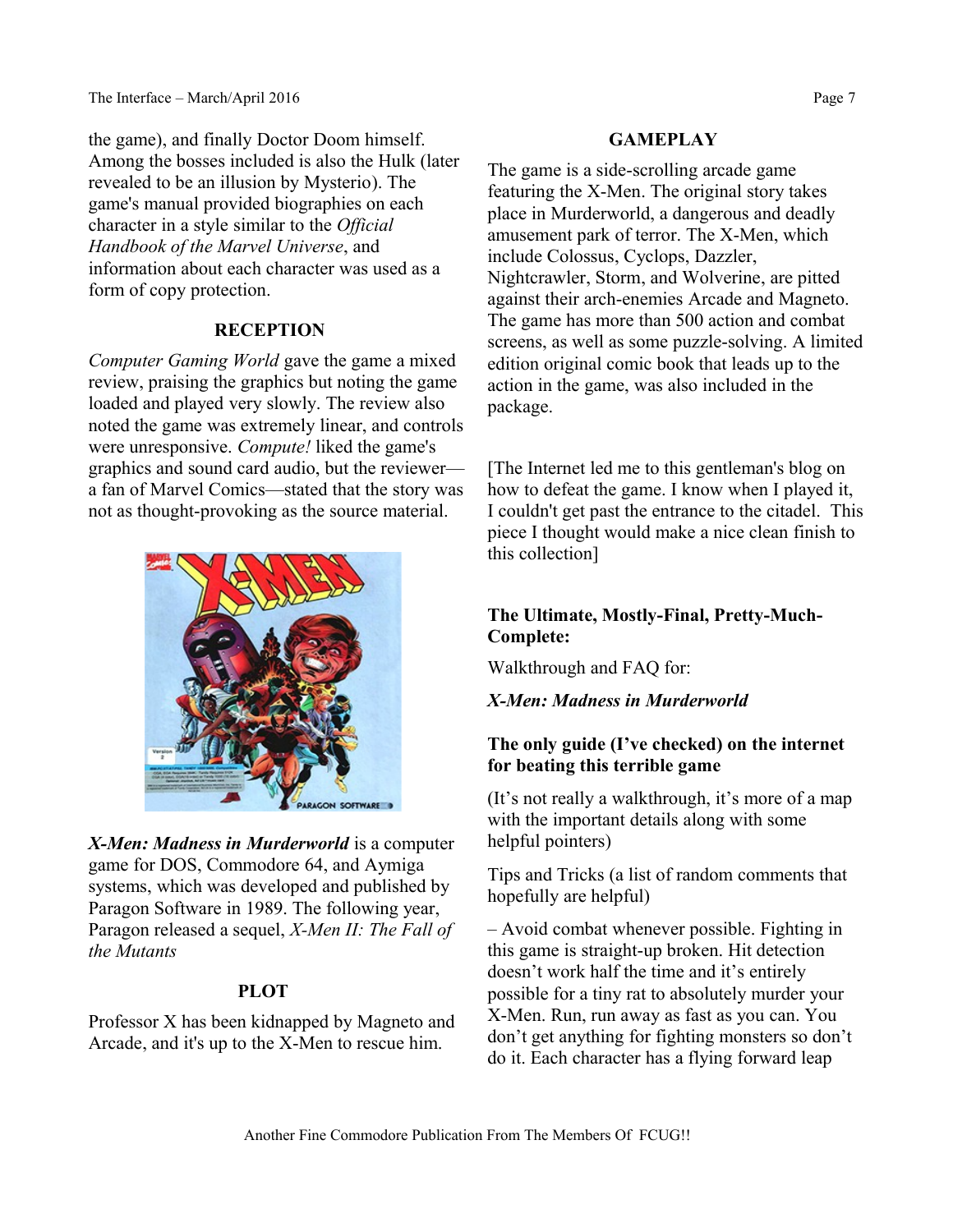the game), and finally Doctor Doom himself. Among the bosses included is also the Hulk (later revealed to be an illusion by Mysterio). The game's manual provided biographies on each character in a style similar to the *Official Handbook of the Marvel Universe*, and information about each character was used as a form of copy protection.

## RECEPTION

*Computer Gaming World* gave the game a mixed review, praising the graphics but noting the game loaded and played very slowly. The review also noted the game was extremely linear, and controls were unresponsive. *Compute!* liked the game's graphics and sound card audio, but the reviewer—a fan of Marvel Comics—stated that the story was not as thought-provoking as the source material.

***X-Men: Madness in Murderworld*** is a computer game for DOS, Commodore 64, and Aymiga systems, which was developed and published by Paragon Software in 1989. The following year, Paragon released a sequel, *X-Men II: The Fall of the Mutants*

## PLOT

Professor X has been kidnapped by Magneto and Arcade, and it's up to the X-Men to rescue him.

## GAMEPLAY

The game is a side-scrolling arcade game featuring the X-Men. The original story takes place in Murderworld, a dangerous and deadly amusement park of terror. The X-Men, which include Colossus, Cyclops, Dazzler, Nightcrawler, Storm, and Wolverine, are pitted against their arch-enemies Arcade and Magneto. The game has more than 500 action and combat screens, as well as some puzzle-solving. A limited edition original comic book that leads up to the action in the game, was also included in the package.

[The Internet led me to this gentleman's blog on how to defeat the game. I know when I played it, I couldn't get past the entrance to the citadel. This piece I thought would make a nice clean finish to this collection]

**The Ultimate, Mostly-Final, Pretty-Much-Complete:**

Walkthrough and FAQ for:

***X-Men: Madness in Murderworld***

**The only guide (I've checked) on the internet for beating this terrible game**

(It's not really a walkthrough, it's more of a map with the important details along with some helpful pointers)

Tips and Tricks (a list of random comments that hopefully are helpful)

– Avoid combat whenever possible. Fighting in this game is straight-up broken. Hit detection doesn't work half the time and it's entirely possible for a tiny rat to absolutely murder your X-Men. Run, run away as fast as you can. You don't get anything for fighting monsters so don't do it. Each character has a flying forward leap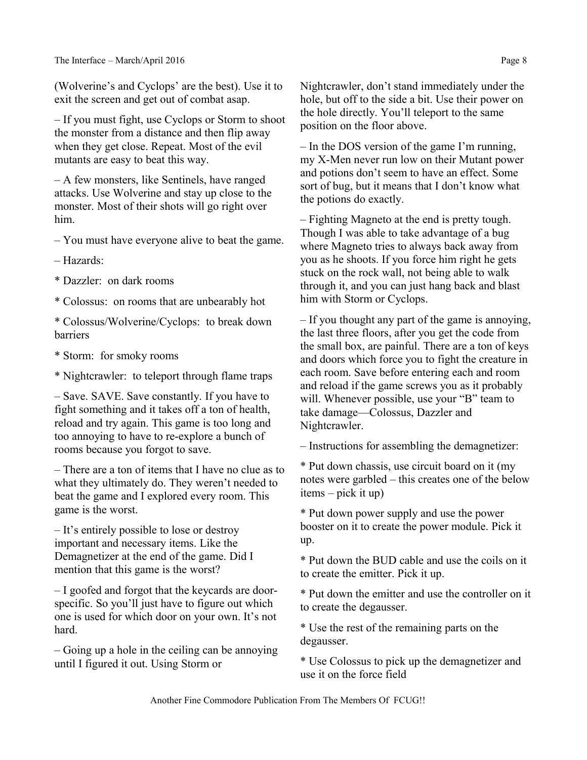(Wolverine's and Cyclops' are the best). Use it to exit the screen and get out of combat asap.

– If you must fight, use Cyclops or Storm to shoot the monster from a distance and then flip away when they get close. Repeat. Most of the evil mutants are easy to beat this way.

– A few monsters, like Sentinels, have ranged attacks. Use Wolverine and stay up close to the monster. Most of their shots will go right over him.

– You must have everyone alive to beat the game.

– Hazards:

* Dazzler:  on dark rooms

* Colossus:  on rooms that are unbearably hot

* Colossus/Wolverine/Cyclops:  to break down barriers

* Storm:  for smoky rooms

* Nightcrawler:  to teleport through flame traps

– Save. SAVE. Save constantly. If you have to fight something and it takes off a ton of health, reload and try again. This game is too long and too annoying to have to re-explore a bunch of rooms because you forgot to save.

– There are a ton of items that I have no clue as to what they ultimately do. They weren't needed to beat the game and I explored every room. This game is the worst.

– It's entirely possible to lose or destroy important and necessary items. Like the Demagnetizer at the end of the game. Did I mention that this game is the worst?

– I goofed and forgot that the keycards are door-specific. So you'll just have to figure out which one is used for which door on your own. It's not hard.

– Going up a hole in the ceiling can be annoying until I figured it out. Using Storm or Nightcrawler, don't stand immediately under the hole, but off to the side a bit. Use their power on the hole directly. You'll teleport to the same position on the floor above.

– In the DOS version of the game I'm running, my X-Men never run low on their Mutant power and potions don't seem to have an effect. Some sort of bug, but it means that I don't know what the potions do exactly.

– Fighting Magneto at the end is pretty tough. Though I was able to take advantage of a bug where Magneto tries to always back away from you as he shoots. If you force him right he gets stuck on the rock wall, not being able to walk through it, and you can just hang back and blast him with Storm or Cyclops.

– If you thought any part of the game is annoying, the last three floors, after you get the code from the small box, are painful. There are a ton of keys and doors which force you to fight the creature in each room. Save before entering each and room and reload if the game screws you as it probably will. Whenever possible, use your "B" team to take damage—Colossus, Dazzler and Nightcrawler.

– Instructions for assembling the demagnetizer:

* Put down chassis, use circuit board on it (my notes were garbled – this creates one of the below items – pick it up)

* Put down power supply and use the power booster on it to create the power module. Pick it up.

* Put down the BUD cable and use the coils on it to create the emitter. Pick it up.

* Put down the emitter and use the controller on it to create the degausser.

* Use the rest of the remaining parts on the degausser.

* Use Colossus to pick up the demagnetizer and use it on the force field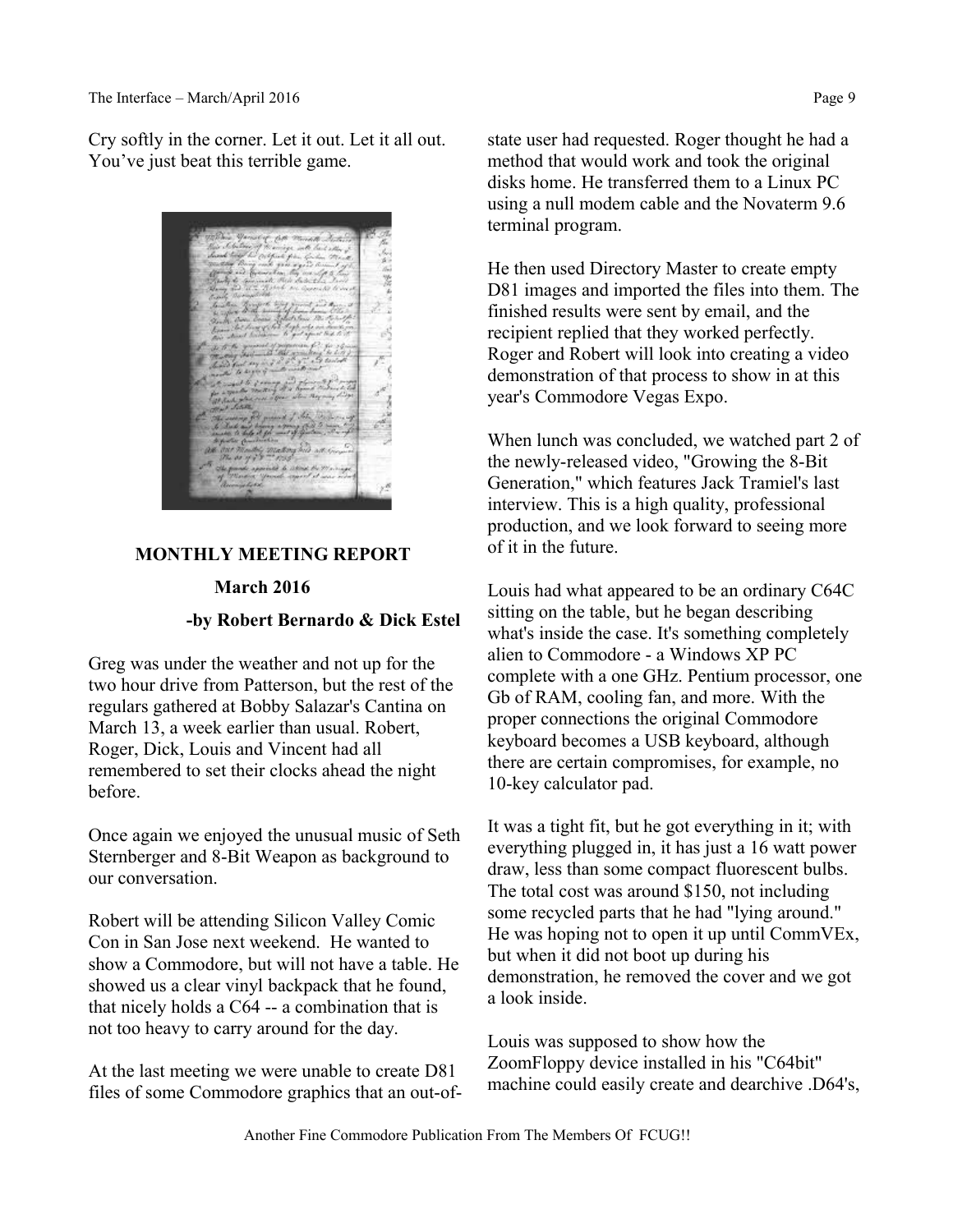Cry softly in the corner. Let it out. Let it all out. You've just beat this terrible game.

## MONTHLY MEETING REPORT

**March 2016**

**-by Robert Bernardo & Dick Estel**

Greg was under the weather and not up for the two hour drive from Patterson, but the rest of the regulars gathered at Bobby Salazar's Cantina on March 13, a week earlier than usual. Robert, Roger, Dick, Louis and Vincent had all remembered to set their clocks ahead the night before.

Once again we enjoyed the unusual music of Seth Sternberger and 8-Bit Weapon as background to our conversation.

Robert will be attending Silicon Valley Comic Con in San Jose next weekend. He wanted to show a Commodore, but will not have a table. He showed us a clear vinyl backpack that he found, that nicely holds a C64 -- a combination that is not too heavy to carry around for the day.

At the last meeting we were unable to create D81 files of some Commodore graphics that an out-of-state user had requested. Roger thought he had a method that would work and took the original disks home. He transferred them to a Linux PC using a null modem cable and the Novaterm 9.6 terminal program.

He then used Directory Master to create empty D81 images and imported the files into them. The finished results were sent by email, and the recipient replied that they worked perfectly. Roger and Robert will look into creating a video demonstration of that process to show in at this year's Commodore Vegas Expo.

When lunch was concluded, we watched part 2 of the newly-released video, "Growing the 8-Bit Generation," which features Jack Tramiel's last interview. This is a high quality, professional production, and we look forward to seeing more of it in the future.

Louis had what appeared to be an ordinary C64C sitting on the table, but he began describing what's inside the case. It's something completely alien to Commodore - a Windows XP PC complete with a one GHz. Pentium processor, one Gb of RAM, cooling fan, and more. With the proper connections the original Commodore keyboard becomes a USB keyboard, although there are certain compromises, for example, no 10-key calculator pad.

It was a tight fit, but he got everything in it; with everything plugged in, it has just a 16 watt power draw, less than some compact fluorescent bulbs. The total cost was around $150, not including some recycled parts that he had "lying around." He was hoping not to open it up until CommVEx, but when it did not boot up during his demonstration, he removed the cover and we got a look inside.

Louis was supposed to show how the ZoomFloppy device installed in his "C64bit" machine could easily create and dearchive .D64's,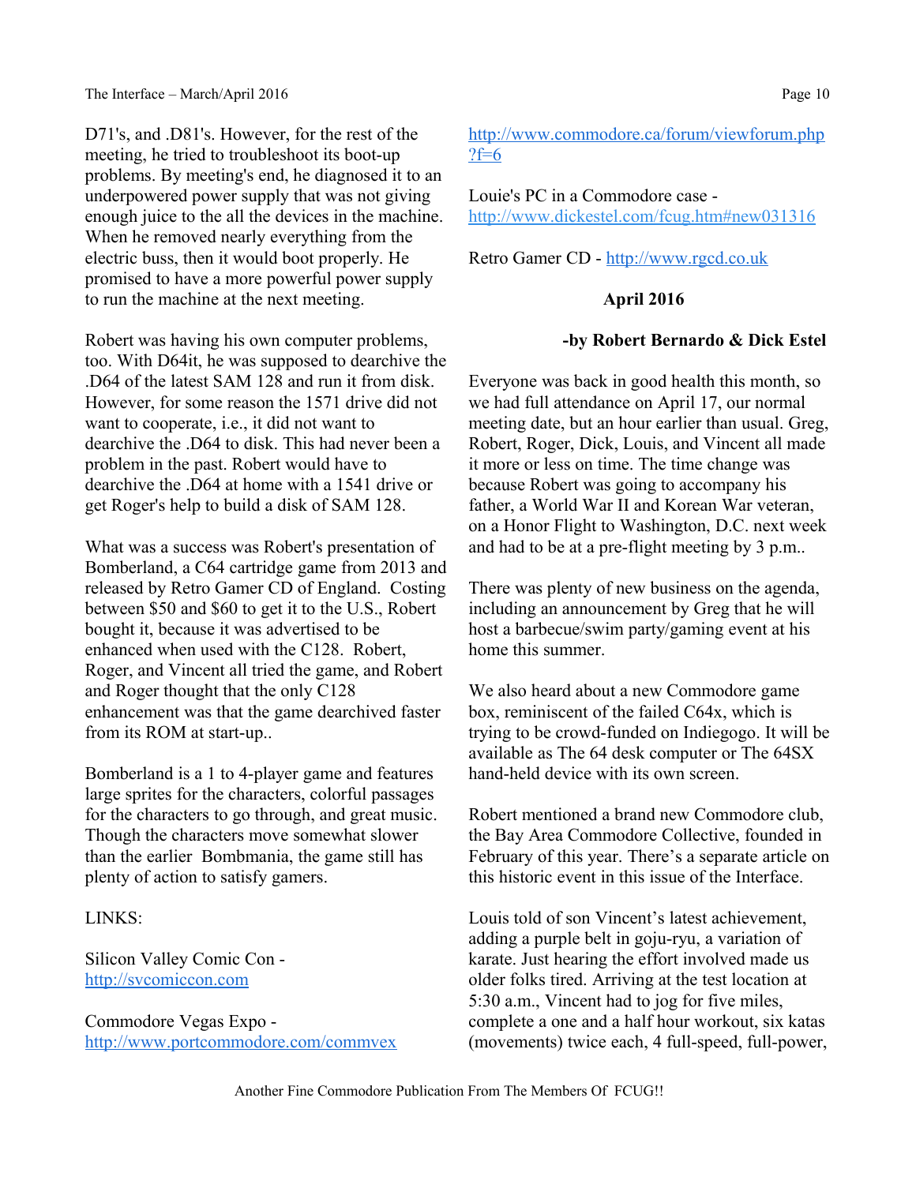D71's, and .D81's. However, for the rest of the meeting, he tried to troubleshoot its boot-up problems. By meeting's end, he diagnosed it to an underpowered power supply that was not giving enough juice to the all the devices in the machine. When he removed nearly everything from the electric buss, then it would boot properly. He promised to have a more powerful power supply to run the machine at the next meeting.

Robert was having his own computer problems, too. With D64it, he was supposed to dearchive the .D64 of the latest SAM 128 and run it from disk. However, for some reason the 1571 drive did not want to cooperate, i.e., it did not want to dearchive the .D64 to disk. This had never been a problem in the past. Robert would have to dearchive the .D64 at home with a 1541 drive or get Roger's help to build a disk of SAM 128.

What was a success was Robert's presentation of Bomberland, a C64 cartridge game from 2013 and released by Retro Gamer CD of England. Costing between $50 and $60 to get it to the U.S., Robert bought it, because it was advertised to be enhanced when used with the C128. Robert, Roger, and Vincent all tried the game, and Robert and Roger thought that the only C128 enhancement was that the game dearchived faster from its ROM at start-up..

Bomberland is a 1 to 4-player game and features large sprites for the characters, colorful passages for the characters to go through, and great music. Though the characters move somewhat slower than the earlier Bombmania, the game still has plenty of action to satisfy gamers.

LINKS:

Silicon Valley Comic Con - http://svcomiccon.com

Commodore Vegas Expo - http://www.portcommodore.com/commvex

http://www.commodore.ca/forum/viewforum.php?f=6

Louie's PC in a Commodore case - http://www.dickestel.com/fcug.htm#new031316

Retro Gamer CD - http://www.rgcd.co.uk

## April 2016

**-by Robert Bernardo & Dick Estel**

Everyone was back in good health this month, so we had full attendance on April 17, our normal meeting date, but an hour earlier than usual. Greg, Robert, Roger, Dick, Louis, and Vincent all made it more or less on time. The time change was because Robert was going to accompany his father, a World War II and Korean War veteran, on a Honor Flight to Washington, D.C. next week and had to be at a pre-flight meeting by 3 p.m..

There was plenty of new business on the agenda, including an announcement by Greg that he will host a barbecue/swim party/gaming event at his home this summer.

We also heard about a new Commodore game box, reminiscent of the failed C64x, which is trying to be crowd-funded on Indiegogo. It will be available as The 64 desk computer or The 64SX hand-held device with its own screen.

Robert mentioned a brand new Commodore club, the Bay Area Commodore Collective, founded in February of this year. There's a separate article on this historic event in this issue of the Interface.

Louis told of son Vincent's latest achievement, adding a purple belt in goju-ryu, a variation of karate. Just hearing the effort involved made us older folks tired. Arriving at the test location at 5:30 a.m., Vincent had to jog for five miles, complete a one and a half hour workout, six katas (movements) twice each, 4 full-speed, full-power,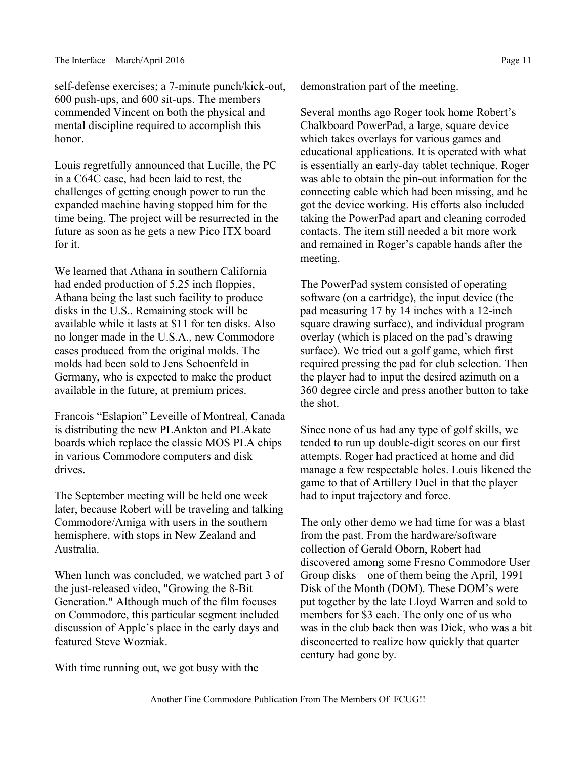self-defense exercises; a 7-minute punch/kick-out, 600 push-ups, and 600 sit-ups. The members commended Vincent on both the physical and mental discipline required to accomplish this honor.

Louis regretfully announced that Lucille, the PC in a C64C case, had been laid to rest, the challenges of getting enough power to run the expanded machine having stopped him for the time being. The project will be resurrected in the future as soon as he gets a new Pico ITX board for it.

We learned that Athana in southern California had ended production of 5.25 inch floppies, Athana being the last such facility to produce disks in the U.S.. Remaining stock will be available while it lasts at $11 for ten disks. Also no longer made in the U.S.A., new Commodore cases produced from the original molds. The molds had been sold to Jens Schoenfeld in Germany, who is expected to make the product available in the future, at premium prices.

Francois "Eslapion" Leveille of Montreal, Canada is distributing the new PLAnkton and PLAkate boards which replace the classic MOS PLA chips in various Commodore computers and disk drives.

The September meeting will be held one week later, because Robert will be traveling and talking Commodore/Amiga with users in the southern hemisphere, with stops in New Zealand and Australia.

When lunch was concluded, we watched part 3 of the just-released video, "Growing the 8-Bit Generation." Although much of the film focuses on Commodore, this particular segment included discussion of Apple's place in the early days and featured Steve Wozniak.

With time running out, we got busy with the demonstration part of the meeting.

Several months ago Roger took home Robert's Chalkboard PowerPad, a large, square device which takes overlays for various games and educational applications. It is operated with what is essentially an early-day tablet technique. Roger was able to obtain the pin-out information for the connecting cable which had been missing, and he got the device working. His efforts also included taking the PowerPad apart and cleaning corroded contacts. The item still needed a bit more work and remained in Roger's capable hands after the meeting.

The PowerPad system consisted of operating software (on a cartridge), the input device (the pad measuring 17 by 14 inches with a 12-inch square drawing surface), and individual program overlay (which is placed on the pad's drawing surface). We tried out a golf game, which first required pressing the pad for club selection. Then the player had to input the desired azimuth on a 360 degree circle and press another button to take the shot.

Since none of us had any type of golf skills, we tended to run up double-digit scores on our first attempts. Roger had practiced at home and did manage a few respectable holes. Louis likened the game to that of Artillery Duel in that the player had to input trajectory and force.

The only other demo we had time for was a blast from the past. From the hardware/software collection of Gerald Oborn, Robert had discovered among some Fresno Commodore User Group disks – one of them being the April, 1991 Disk of the Month (DOM). These DOM's were put together by the late Lloyd Warren and sold to members for $3 each. The only one of us who was in the club back then was Dick, who was a bit disconcerted to realize how quickly that quarter century had gone by.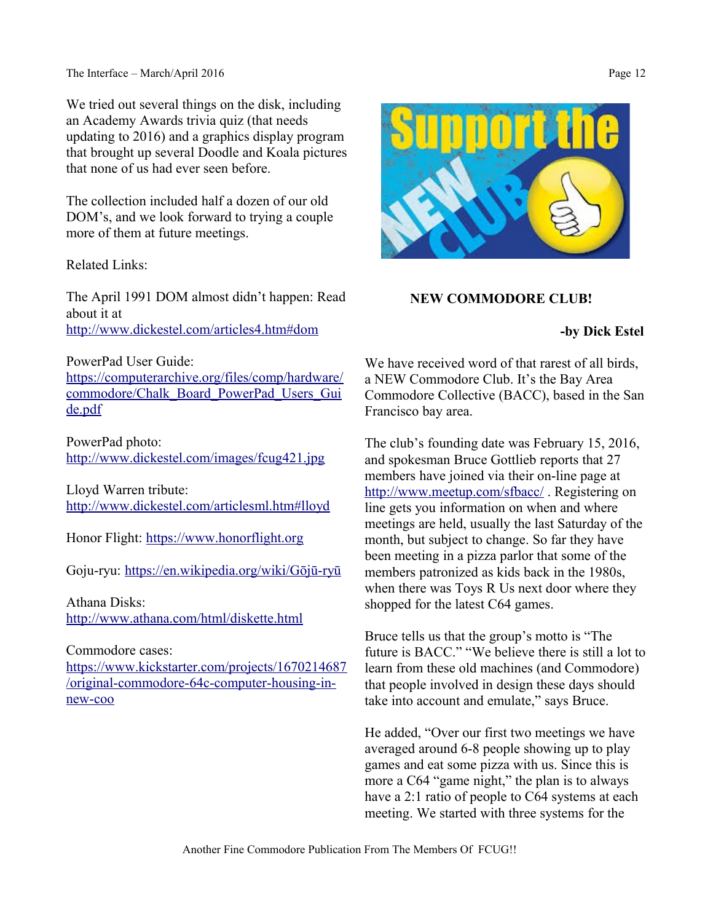We tried out several things on the disk, including an Academy Awards trivia quiz (that needs updating to 2016) and a graphics display program that brought up several Doodle and Koala pictures that none of us had ever seen before.

The collection included half a dozen of our old DOM's, and we look forward to trying a couple more of them at future meetings.

Related Links:

The April 1991 DOM almost didn't happen: Read about it at http://www.dickestel.com/articles4.htm#dom

PowerPad User Guide: https://computerarchive.org/files/comp/hardware/commodore/Chalk_Board_PowerPad_Users_Guide.pdf

PowerPad photo: http://www.dickestel.com/images/fcug421.jpg

Lloyd Warren tribute: http://www.dickestel.com/articlesml.htm#lloyd

Honor Flight: https://www.honorflight.org

Goju-ryu: https://en.wikipedia.org/wiki/Gōjū-ryū

Athana Disks: http://www.athana.com/html/diskette.html

Commodore cases: https://www.kickstarter.com/projects/1670214687/original-commodore-64c-computer-housing-in-new-coo

## NEW COMMODORE CLUB!

**-by Dick Estel**

We have received word of that rarest of all birds, a NEW Commodore Club. It's the Bay Area Commodore Collective (BACC), based in the San Francisco bay area.

The club's founding date was February 15, 2016, and spokesman Bruce Gottlieb reports that 27 members have joined via their on-line page at http://www.meetup.com/sfbacc/ . Registering on line gets you information on when and where meetings are held, usually the last Saturday of the month, but subject to change. So far they have been meeting in a pizza parlor that some of the members patronized as kids back in the 1980s, when there was Toys R Us next door where they shopped for the latest C64 games.

Bruce tells us that the group's motto is "The future is BACC." "We believe there is still a lot to learn from these old machines (and Commodore) that people involved in design these days should take into account and emulate," says Bruce.

He added, "Over our first two meetings we have averaged around 6-8 people showing up to play games and eat some pizza with us. Since this is more a C64 "game night," the plan is to always have a 2:1 ratio of people to C64 systems at each meeting. We started with three systems for the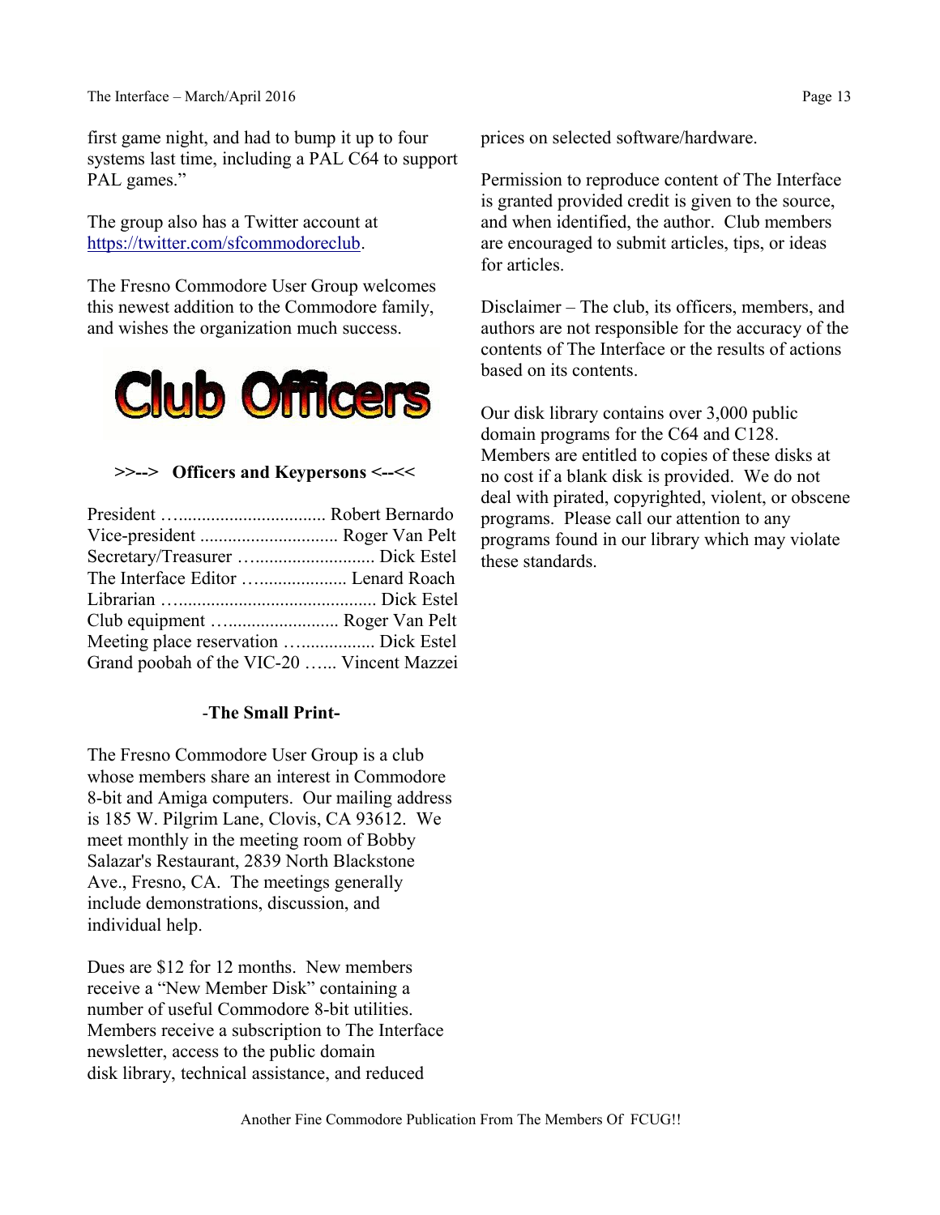first game night, and had to bump it up to four systems last time, including a PAL C64 to support PAL games."

The group also has a Twitter account at https://twitter.com/sfcommodoreclub.

The Fresno Commodore User Group welcomes this newest addition to the Commodore family, and wishes the organization much success.

# Club Officers

**>>--> Officers and Keypersons <--<<**

President ….............................. Robert Bernardo
Vice-president .............................. Roger Van Pelt
Secretary/Treasurer …......................... Dick Estel
The Interface Editor …................... Lenard Roach
Librarian …........................................ Dick Estel
Club equipment …....................... Roger Van Pelt
Meeting place reservation ….............. Dick Estel
Grand poobah of the VIC-20 …... Vincent Mazzei

**-The Small Print-**

The Fresno Commodore User Group is a club whose members share an interest in Commodore 8-bit and Amiga computers. Our mailing address is 185 W. Pilgrim Lane, Clovis, CA 93612. We meet monthly in the meeting room of Bobby Salazar's Restaurant, 2839 North Blackstone Ave., Fresno, CA. The meetings generally include demonstrations, discussion, and individual help.

Dues are $12 for 12 months. New members receive a "New Member Disk" containing a number of useful Commodore 8-bit utilities. Members receive a subscription to The Interface newsletter, access to the public domain disk library, technical assistance, and reduced prices on selected software/hardware.

Permission to reproduce content of The Interface is granted provided credit is given to the source, and when identified, the author. Club members are encouraged to submit articles, tips, or ideas for articles.

Disclaimer – The club, its officers, members, and authors are not responsible for the accuracy of the contents of The Interface or the results of actions based on its contents.

Our disk library contains over 3,000 public domain programs for the C64 and C128. Members are entitled to copies of these disks at no cost if a blank disk is provided. We do not deal with pirated, copyrighted, violent, or obscene programs. Please call our attention to any programs found in our library which may violate these standards.

Another Fine Commodore Publication From The Members Of FCUG!!